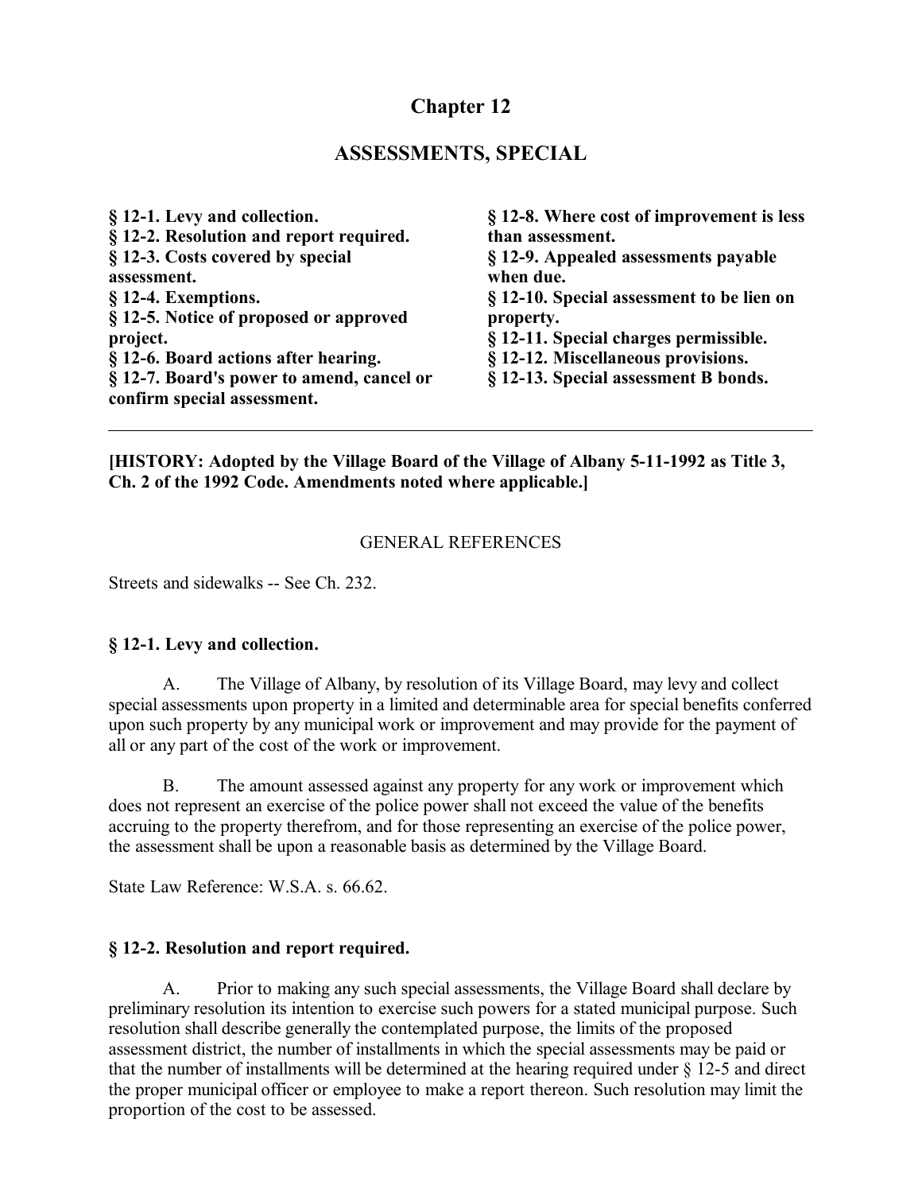# Chapter 12

## ASSESSMENTS, SPECIAL

**§ 12-1. Levy and collection.**
**§ 12-2. Resolution and report required.**
**§ 12-3. Costs covered by special assessment.**
**§ 12-4. Exemptions.**
**§ 12-5. Notice of proposed or approved project.**
**§ 12-6. Board actions after hearing.**
**§ 12-7. Board's power to amend, cancel or confirm special assessment.**
**§ 12-8. Where cost of improvement is less than assessment.**
**§ 12-9. Appealed assessments payable when due.**
**§ 12-10. Special assessment to be lien on property.**
**§ 12-11. Special charges permissible.**
**§ 12-12. Miscellaneous provisions.**
**§ 12-13. Special assessment B bonds.**

---

**[HISTORY: Adopted by the Village Board of the Village of Albany 5-11-1992 as Title 3, Ch. 2 of the 1992 Code. Amendments noted where applicable.]**

GENERAL REFERENCES

Streets and sidewalks -- See Ch. 232.

### § 12-1. Levy and collection.

A. The Village of Albany, by resolution of its Village Board, may levy and collect special assessments upon property in a limited and determinable area for special benefits conferred upon such property by any municipal work or improvement and may provide for the payment of all or any part of the cost of the work or improvement.

B. The amount assessed against any property for any work or improvement which does not represent an exercise of the police power shall not exceed the value of the benefits accruing to the property therefrom, and for those representing an exercise of the police power, the assessment shall be upon a reasonable basis as determined by the Village Board.

State Law Reference: W.S.A. s. 66.62.

### § 12-2. Resolution and report required.

A. Prior to making any such special assessments, the Village Board shall declare by preliminary resolution its intention to exercise such powers for a stated municipal purpose. Such resolution shall describe generally the contemplated purpose, the limits of the proposed assessment district, the number of installments in which the special assessments may be paid or that the number of installments will be determined at the hearing required under § 12-5 and direct the proper municipal officer or employee to make a report thereon. Such resolution may limit the proportion of the cost to be assessed.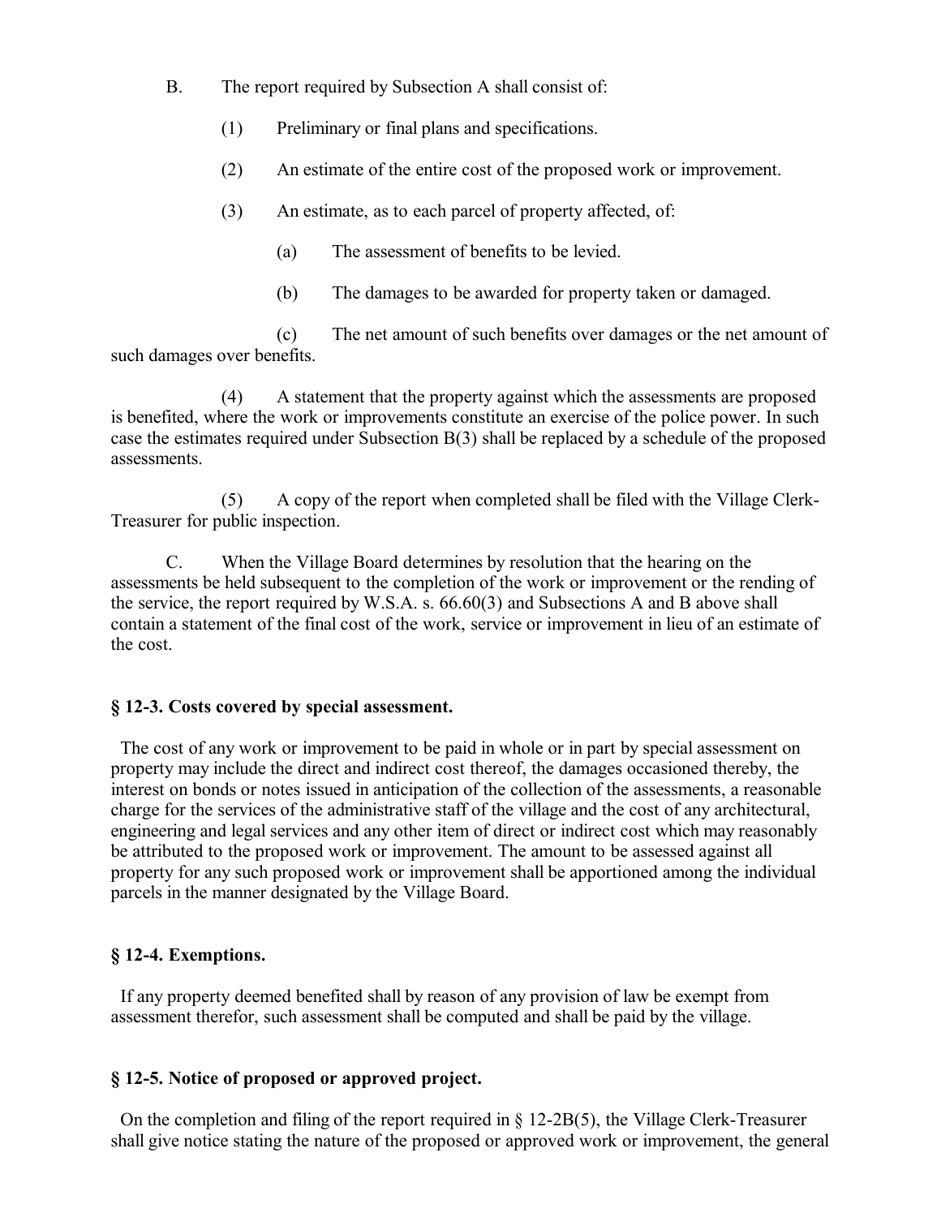B. The report required by Subsection A shall consist of:

(1) Preliminary or final plans and specifications.

(2) An estimate of the entire cost of the proposed work or improvement.

(3) An estimate, as to each parcel of property affected, of:

(a) The assessment of benefits to be levied.

(b) The damages to be awarded for property taken or damaged.

(c) The net amount of such benefits over damages or the net amount of such damages over benefits.

(4) A statement that the property against which the assessments are proposed is benefited, where the work or improvements constitute an exercise of the police power. In such case the estimates required under Subsection B(3) shall be replaced by a schedule of the proposed assessments.

(5) A copy of the report when completed shall be filed with the Village Clerk-Treasurer for public inspection.

C. When the Village Board determines by resolution that the hearing on the assessments be held subsequent to the completion of the work or improvement or the rending of the service, the report required by W.S.A. s. 66.60(3) and Subsections A and B above shall contain a statement of the final cost of the work, service or improvement in lieu of an estimate of the cost.

### § 12-3. Costs covered by special assessment.

The cost of any work or improvement to be paid in whole or in part by special assessment on property may include the direct and indirect cost thereof, the damages occasioned thereby, the interest on bonds or notes issued in anticipation of the collection of the assessments, a reasonable charge for the services of the administrative staff of the village and the cost of any architectural, engineering and legal services and any other item of direct or indirect cost which may reasonably be attributed to the proposed work or improvement. The amount to be assessed against all property for any such proposed work or improvement shall be apportioned among the individual parcels in the manner designated by the Village Board.

### § 12-4. Exemptions.

If any property deemed benefited shall by reason of any provision of law be exempt from assessment therefor, such assessment shall be computed and shall be paid by the village.

### § 12-5. Notice of proposed or approved project.

On the completion and filing of the report required in § 12-2B(5), the Village Clerk-Treasurer shall give notice stating the nature of the proposed or approved work or improvement, the general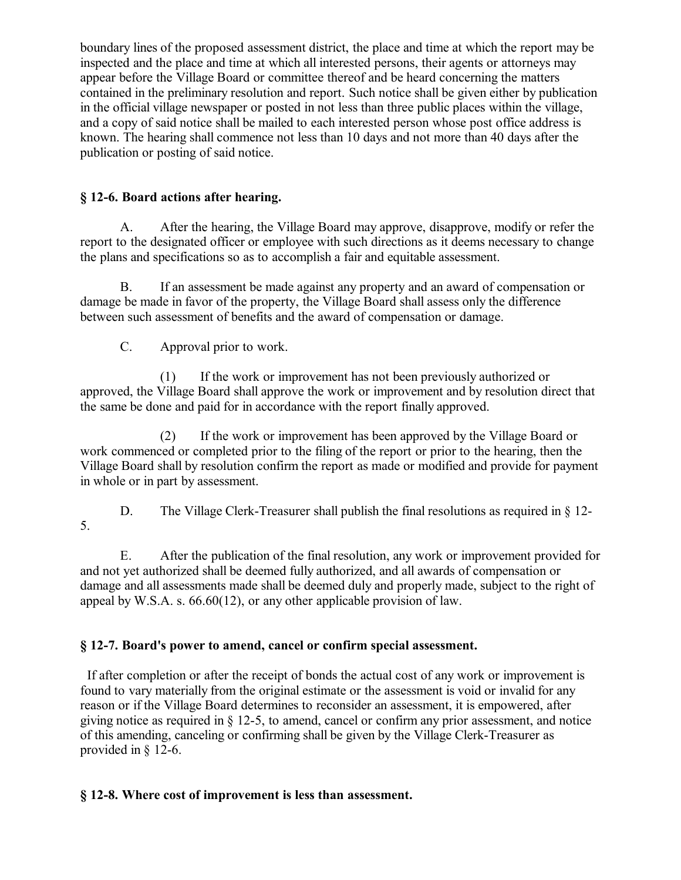boundary lines of the proposed assessment district, the place and time at which the report may be inspected and the place and time at which all interested persons, their agents or attorneys may appear before the Village Board or committee thereof and be heard concerning the matters contained in the preliminary resolution and report. Such notice shall be given either by publication in the official village newspaper or posted in not less than three public places within the village, and a copy of said notice shall be mailed to each interested person whose post office address is known. The hearing shall commence not less than 10 days and not more than 40 days after the publication or posting of said notice.

### § 12-6. Board actions after hearing.

A. After the hearing, the Village Board may approve, disapprove, modify or refer the report to the designated officer or employee with such directions as it deems necessary to change the plans and specifications so as to accomplish a fair and equitable assessment.

B. If an assessment be made against any property and an award of compensation or damage be made in favor of the property, the Village Board shall assess only the difference between such assessment of benefits and the award of compensation or damage.

C. Approval prior to work.

(1) If the work or improvement has not been previously authorized or approved, the Village Board shall approve the work or improvement and by resolution direct that the same be done and paid for in accordance with the report finally approved.

(2) If the work or improvement has been approved by the Village Board or work commenced or completed prior to the filing of the report or prior to the hearing, then the Village Board shall by resolution confirm the report as made or modified and provide for payment in whole or in part by assessment.

D. The Village Clerk-Treasurer shall publish the final resolutions as required in § 12-5.

E. After the publication of the final resolution, any work or improvement provided for and not yet authorized shall be deemed fully authorized, and all awards of compensation or damage and all assessments made shall be deemed duly and properly made, subject to the right of appeal by W.S.A. s. 66.60(12), or any other applicable provision of law.

### § 12-7. Board's power to amend, cancel or confirm special assessment.

If after completion or after the receipt of bonds the actual cost of any work or improvement is found to vary materially from the original estimate or the assessment is void or invalid for any reason or if the Village Board determines to reconsider an assessment, it is empowered, after giving notice as required in § 12-5, to amend, cancel or confirm any prior assessment, and notice of this amending, canceling or confirming shall be given by the Village Clerk-Treasurer as provided in § 12-6.

### § 12-8. Where cost of improvement is less than assessment.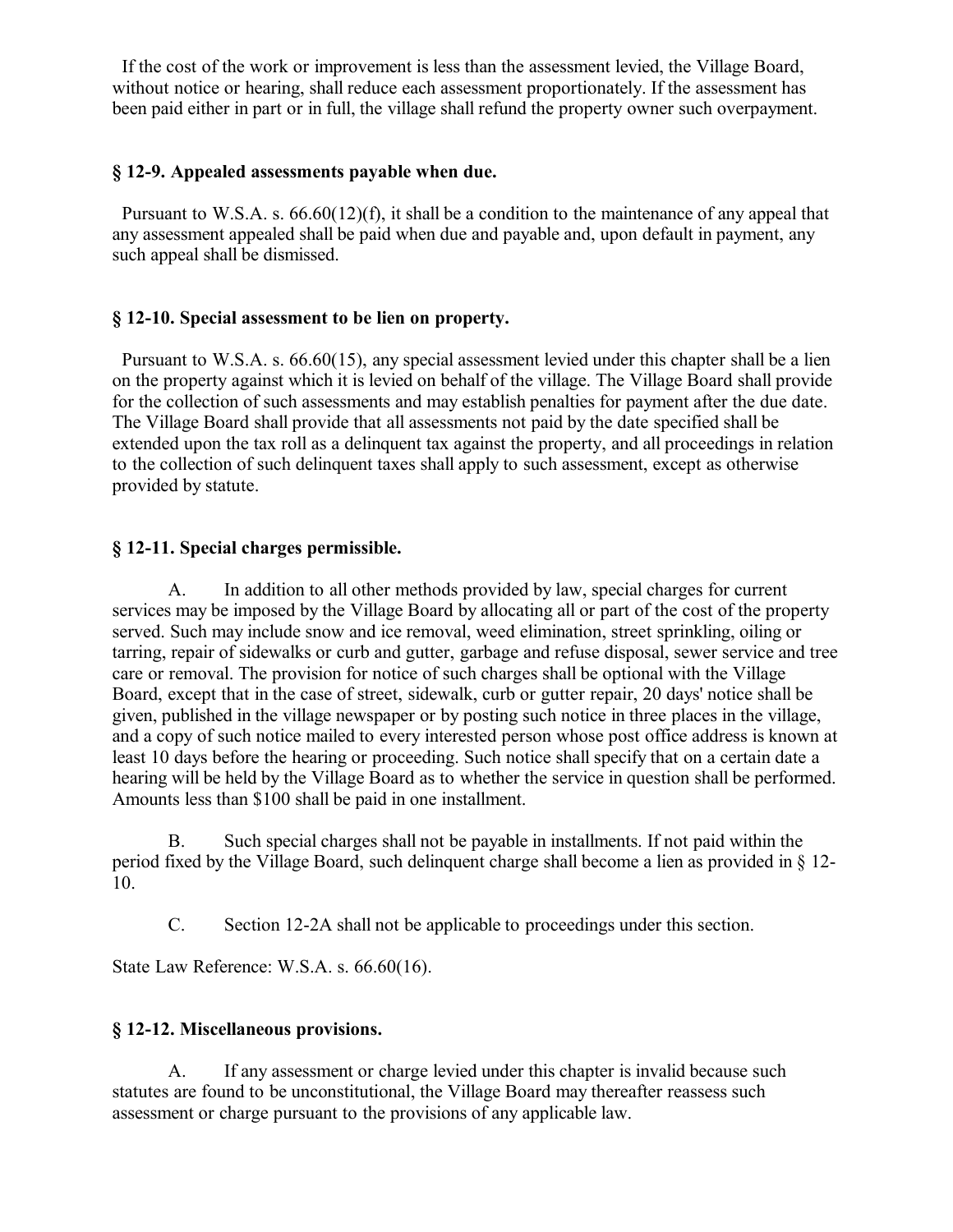If the cost of the work or improvement is less than the assessment levied, the Village Board, without notice or hearing, shall reduce each assessment proportionately. If the assessment has been paid either in part or in full, the village shall refund the property owner such overpayment.

### § 12-9. Appealed assessments payable when due.

Pursuant to W.S.A. s. 66.60(12)(f), it shall be a condition to the maintenance of any appeal that any assessment appealed shall be paid when due and payable and, upon default in payment, any such appeal shall be dismissed.

### § 12-10. Special assessment to be lien on property.

Pursuant to W.S.A. s. 66.60(15), any special assessment levied under this chapter shall be a lien on the property against which it is levied on behalf of the village. The Village Board shall provide for the collection of such assessments and may establish penalties for payment after the due date. The Village Board shall provide that all assessments not paid by the date specified shall be extended upon the tax roll as a delinquent tax against the property, and all proceedings in relation to the collection of such delinquent taxes shall apply to such assessment, except as otherwise provided by statute.

### § 12-11. Special charges permissible.

A. In addition to all other methods provided by law, special charges for current services may be imposed by the Village Board by allocating all or part of the cost of the property served. Such may include snow and ice removal, weed elimination, street sprinkling, oiling or tarring, repair of sidewalks or curb and gutter, garbage and refuse disposal, sewer service and tree care or removal. The provision for notice of such charges shall be optional with the Village Board, except that in the case of street, sidewalk, curb or gutter repair, 20 days' notice shall be given, published in the village newspaper or by posting such notice in three places in the village, and a copy of such notice mailed to every interested person whose post office address is known at least 10 days before the hearing or proceeding. Such notice shall specify that on a certain date a hearing will be held by the Village Board as to whether the service in question shall be performed. Amounts less than $100 shall be paid in one installment.

B. Such special charges shall not be payable in installments. If not paid within the period fixed by the Village Board, such delinquent charge shall become a lien as provided in § 12-10.

C. Section 12-2A shall not be applicable to proceedings under this section.

State Law Reference: W.S.A. s. 66.60(16).

### § 12-12. Miscellaneous provisions.

A. If any assessment or charge levied under this chapter is invalid because such statutes are found to be unconstitutional, the Village Board may thereafter reassess such assessment or charge pursuant to the provisions of any applicable law.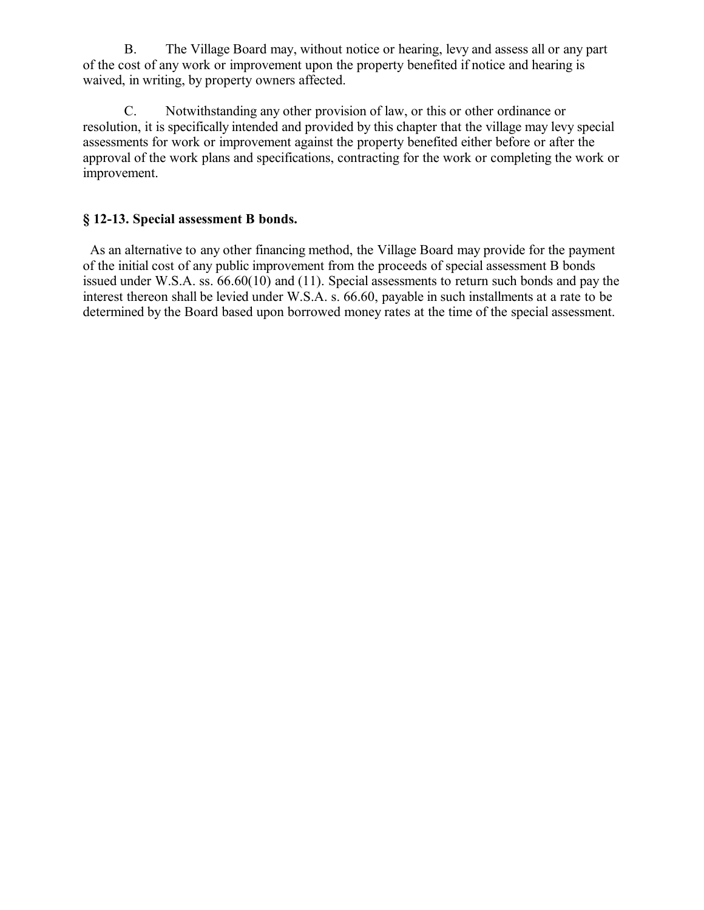B. The Village Board may, without notice or hearing, levy and assess all or any part of the cost of any work or improvement upon the property benefited if notice and hearing is waived, in writing, by property owners affected.

C. Notwithstanding any other provision of law, or this or other ordinance or resolution, it is specifically intended and provided by this chapter that the village may levy special assessments for work or improvement against the property benefited either before or after the approval of the work plans and specifications, contracting for the work or completing the work or improvement.

### § 12-13. Special assessment B bonds.

As an alternative to any other financing method, the Village Board may provide for the payment of the initial cost of any public improvement from the proceeds of special assessment B bonds issued under W.S.A. ss. 66.60(10) and (11). Special assessments to return such bonds and pay the interest thereon shall be levied under W.S.A. s. 66.60, payable in such installments at a rate to be determined by the Board based upon borrowed money rates at the time of the special assessment.